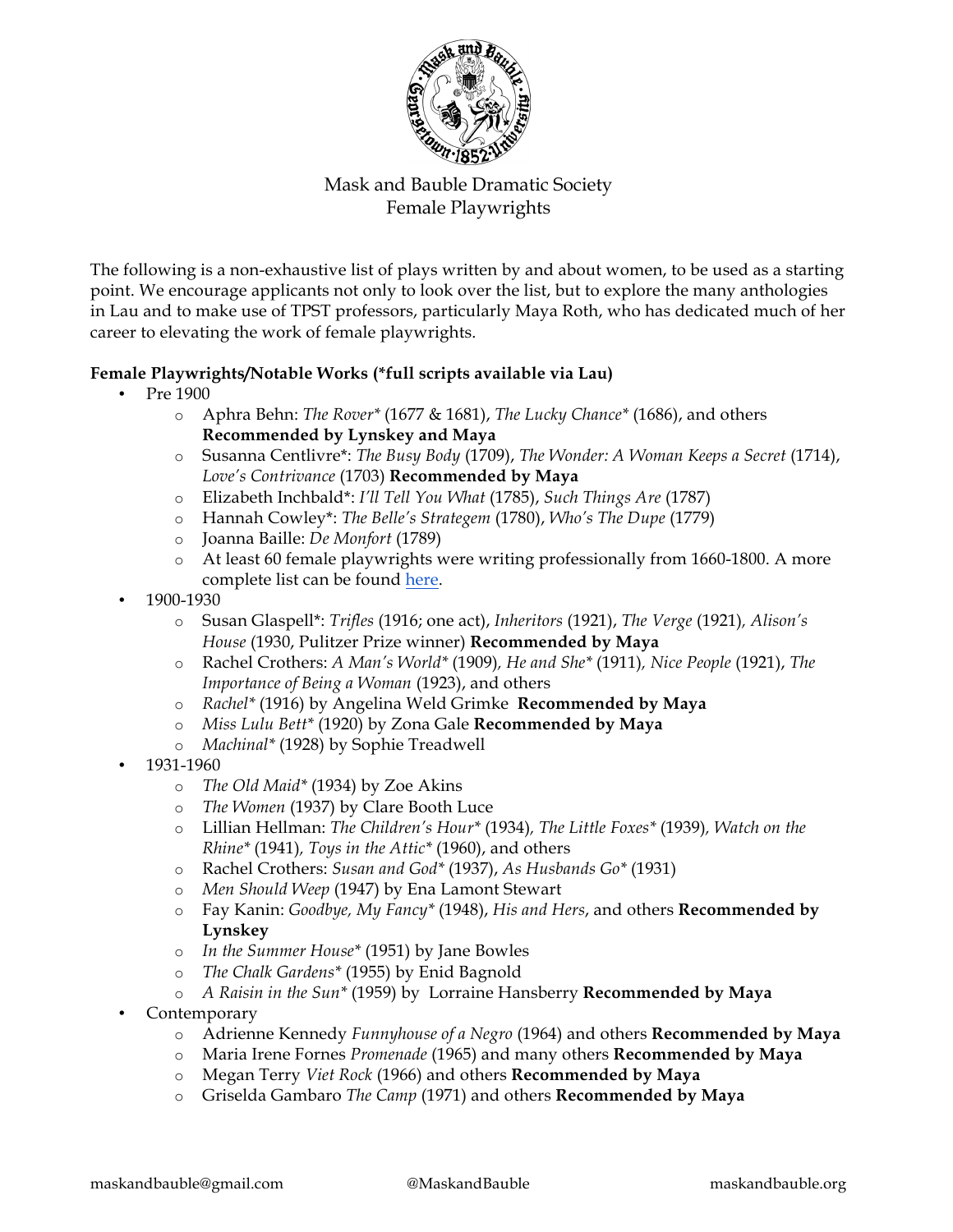# Mask and Bauble Dramatic Society
## Female Playwrights

The following is a non-exhaustive list of plays written by and about women, to be used as a starting point. We encourage applicants not only to look over the list, but to explore the many anthologies in Lau and to make use of TPST professors, particularly Maya Roth, who has dedicated much of her career to elevating the work of female playwrights.

**Female Playwrights/Notable Works (*full scripts available via Lau)**

- Pre 1900
  - Aphra Behn: *The Rover** (1677 & 1681), *The Lucky Chance** (1686), and others **Recommended by Lynskey and Maya**
  - Susanna Centlivre*: *The Busy Body* (1709), *The Wonder: A Woman Keeps a Secret* (1714), *Love's Contrivance* (1703) **Recommended by Maya**
  - Elizabeth Inchbald*: *I'll Tell You What* (1785), *Such Things Are* (1787)
  - Hannah Cowley*: *The Belle's Strategem* (1780), *Who's The Dupe* (1779)
  - Joanna Baille: *De Monfort* (1789)
  - At least 60 female playwrights were writing professionally from 1660-1800. A more complete list can be found here.
- 1900-1930
  - Susan Glaspell*: *Trifles* (1916; one act), *Inheritors* (1921), *The Verge* (1921), *Alison's House* (1930, Pulitzer Prize winner) **Recommended by Maya**
  - Rachel Crothers: *A Man's World** (1909), *He and She** (1911), *Nice People* (1921), *The Importance of Being a Woman* (1923), and others
  - *Rachel** (1916) by Angelina Weld Grimke **Recommended by Maya**
  - *Miss Lulu Bett** (1920) by Zona Gale **Recommended by Maya**
  - *Machinal** (1928) by Sophie Treadwell
- 1931-1960
  - *The Old Maid** (1934) by Zoe Akins
  - *The Women* (1937) by Clare Booth Luce
  - Lillian Hellman: *The Children's Hour** (1934), *The Little Foxes** (1939), *Watch on the Rhine** (1941), *Toys in the Attic** (1960), and others
  - Rachel Crothers: *Susan and God** (1937), *As Husbands Go** (1931)
  - *Men Should Weep* (1947) by Ena Lamont Stewart
  - Fay Kanin: *Goodbye, My Fancy** (1948), *His and Hers*, and others **Recommended by Lynskey**
  - *In the Summer House** (1951) by Jane Bowles
  - *The Chalk Gardens** (1955) by Enid Bagnold
  - *A Raisin in the Sun** (1959) by Lorraine Hansberry **Recommended by Maya**
- Contemporary
  - Adrienne Kennedy *Funnyhouse of a Negro* (1964) and others **Recommended by Maya**
  - Maria Irene Fornes *Promenade* (1965) and many others **Recommended by Maya**
  - Megan Terry *Viet Rock* (1966) and others **Recommended by Maya**
  - Griselda Gambaro *The Camp* (1971) and others **Recommended by Maya**

maskandbauble@gmail.com @MaskandBauble maskandbauble.org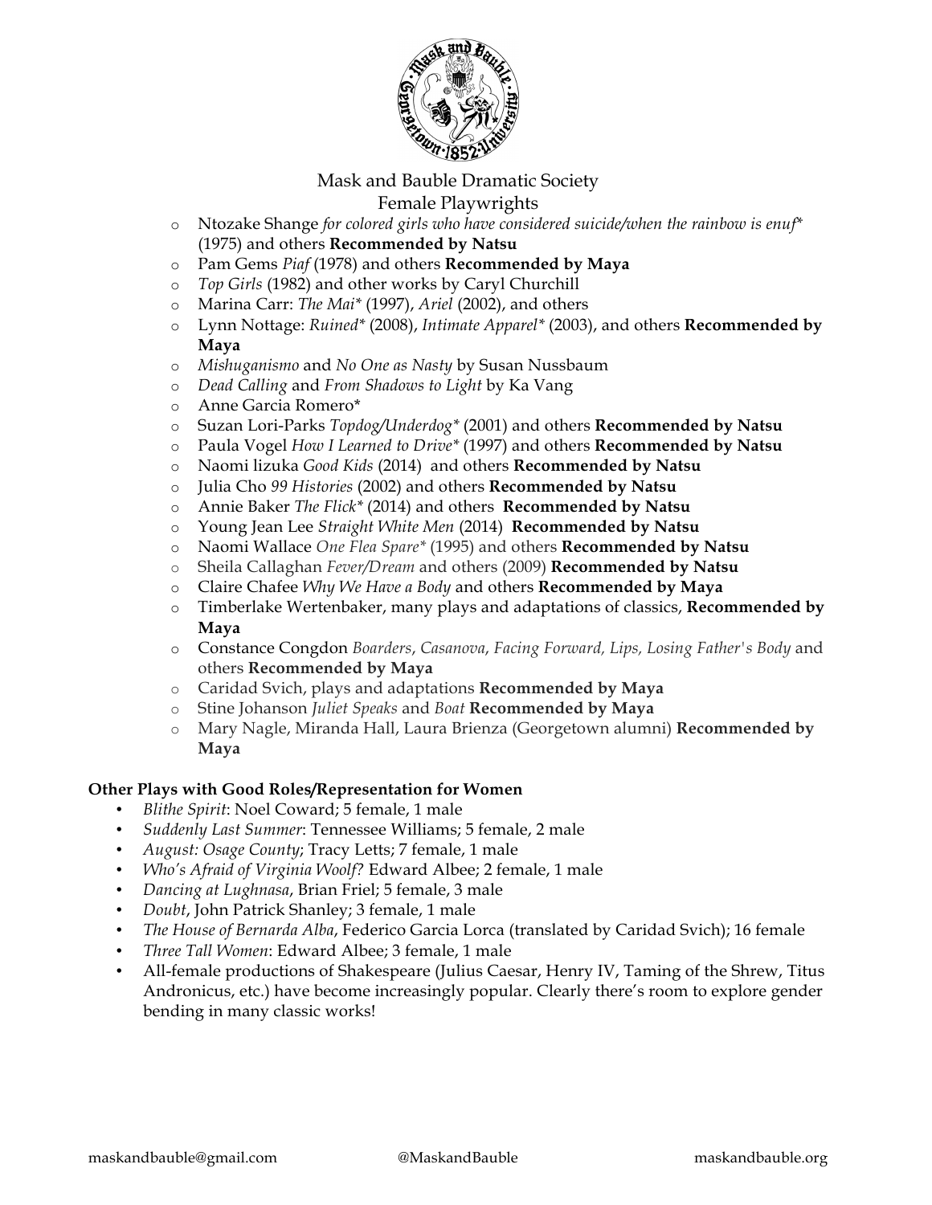Mask and Bauble Dramatic Society

Female Playwrights

- Ntozake Shange *for colored girls who have considered suicide/when the rainbow is enuf** (1975) and others **Recommended by Natsu**
- Pam Gems *Piaf* (1978) and others **Recommended by Maya**
- *Top Girls* (1982) and other works by Caryl Churchill
- Marina Carr: *The Mai** (1997), *Ariel* (2002), and others
- Lynn Nottage: *Ruined** (2008), *Intimate Apparel** (2003), and others **Recommended by Maya**
- *Mishuganismo* and *No One as Nasty* by Susan Nussbaum
- *Dead Calling* and *From Shadows to Light* by Ka Vang
- Anne Garcia Romero*
- Suzan Lori-Parks *Topdog/Underdog** (2001) and others **Recommended by Natsu**
- Paula Vogel *How I Learned to Drive** (1997) and others **Recommended by Natsu**
- Naomi lizuka *Good Kids* (2014) and others **Recommended by Natsu**
- Julia Cho *99 Histories* (2002) and others **Recommended by Natsu**
- Annie Baker *The Flick** (2014) and others **Recommended by Natsu**
- Young Jean Lee *Straight White Men* (2014) **Recommended by Natsu**
- Naomi Wallace *One Flea Spare** (1995) and others **Recommended by Natsu**
- Sheila Callaghan *Fever/Dream* and others (2009) **Recommended by Natsu**
- Claire Chafee *Why We Have a Body* and others **Recommended by Maya**
- Timberlake Wertenbaker, many plays and adaptations of classics, **Recommended by Maya**
- Constance Congdon *Boarders*, *Casanova*, *Facing Forward, Lips, Losing Father's Body* and others **Recommended by Maya**
- Caridad Svich, plays and adaptations **Recommended by Maya**
- Stine Johanson *Juliet Speaks* and *Boat* **Recommended by Maya**
- Mary Nagle, Miranda Hall, Laura Brienza (Georgetown alumni) **Recommended by Maya**

**Other Plays with Good Roles/Representation for Women**

- *Blithe Spirit*: Noel Coward; 5 female, 1 male
- *Suddenly Last Summer*: Tennessee Williams; 5 female, 2 male
- *August: Osage County*; Tracy Letts; 7 female, 1 male
- *Who's Afraid of Virginia Woolf?* Edward Albee; 2 female, 1 male
- *Dancing at Lughnasa*, Brian Friel; 5 female, 3 male
- *Doubt*, John Patrick Shanley; 3 female, 1 male
- *The House of Bernarda Alba*, Federico Garcia Lorca (translated by Caridad Svich); 16 female
- *Three Tall Women*: Edward Albee; 3 female, 1 male
- All-female productions of Shakespeare (Julius Caesar, Henry IV, Taming of the Shrew, Titus Andronicus, etc.) have become increasingly popular. Clearly there's room to explore gender bending in many classic works!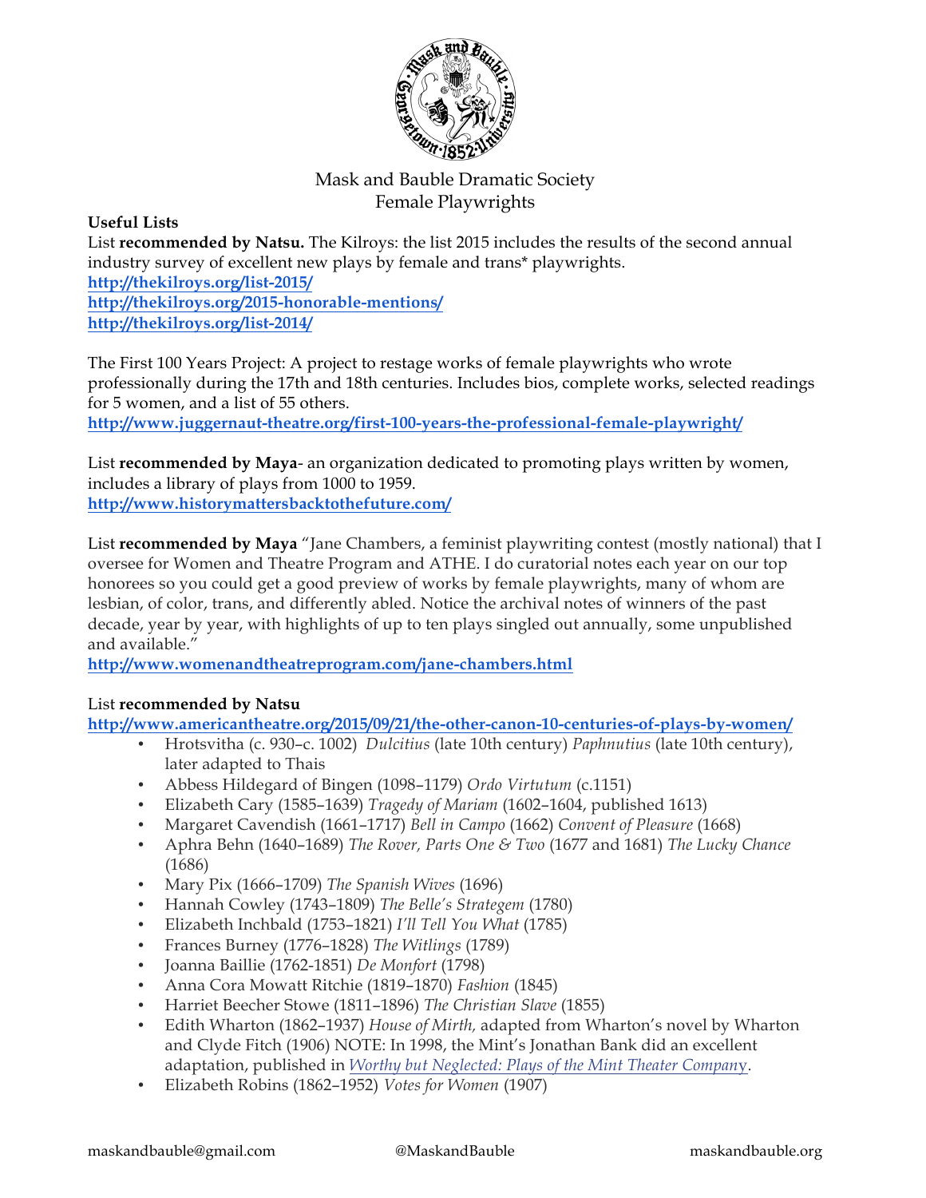Mask and Bauble Dramatic Society
Female Playwrights

**Useful Lists**

List **recommended by Natsu.** The Kilroys: the list 2015 includes the results of the second annual industry survey of excellent new plays by female and trans* playwrights.
**http://thekilroys.org/list-2015/**
**http://thekilroys.org/2015-honorable-mentions/**
**http://thekilroys.org/list-2014/**

The First 100 Years Project: A project to restage works of female playwrights who wrote professionally during the 17th and 18th centuries. Includes bios, complete works, selected readings for 5 women, and a list of 55 others.
**http://www.juggernaut-theatre.org/first-100-years-the-professional-female-playwright/**

List **recommended by Maya**- an organization dedicated to promoting plays written by women, includes a library of plays from 1000 to 1959.
**http://www.historymattersbacktothefuture.com/**

List **recommended by Maya** "Jane Chambers, a feminist playwriting contest (mostly national) that I oversee for Women and Theatre Program and ATHE. I do curatorial notes each year on our top honorees so you could get a good preview of works by female playwrights, many of whom are lesbian, of color, trans, and differently abled. Notice the archival notes of winners of the past decade, year by year, with highlights of up to ten plays singled out annually, some unpublished and available."
**http://www.womenandtheatreprogram.com/jane-chambers.html**

List **recommended by Natsu**
**http://www.americantheatre.org/2015/09/21/the-other-canon-10-centuries-of-plays-by-women/**

- Hrotsvitha (c. 930–c. 1002) *Dulcitius* (late 10th century) *Paphnutius* (late 10th century), later adapted to Thais
- Abbess Hildegard of Bingen (1098–1179) *Ordo Virtutum* (c.1151)
- Elizabeth Cary (1585–1639) *Tragedy of Mariam* (1602–1604, published 1613)
- Margaret Cavendish (1661–1717) *Bell in Campo* (1662) *Convent of Pleasure* (1668)
- Aphra Behn (1640–1689) *The Rover, Parts One & Two* (1677 and 1681) *The Lucky Chance* (1686)
- Mary Pix (1666–1709) *The Spanish Wives* (1696)
- Hannah Cowley (1743–1809) *The Belle's Strategem* (1780)
- Elizabeth Inchbald (1753–1821) *I'll Tell You What* (1785)
- Frances Burney (1776–1828) *The Witlings* (1789)
- Joanna Baillie (1762-1851) *De Monfort* (1798)
- Anna Cora Mowatt Ritchie (1819–1870) *Fashion* (1845)
- Harriet Beecher Stowe (1811–1896) *The Christian Slave* (1855)
- Edith Wharton (1862–1937) *House of Mirth,* adapted from Wharton's novel by Wharton and Clyde Fitch (1906) NOTE: In 1998, the Mint's Jonathan Bank did an excellent adaptation, published in *Worthy but Neglected: Plays of the Mint Theater Company*.
- Elizabeth Robins (1862–1952) *Votes for Women* (1907)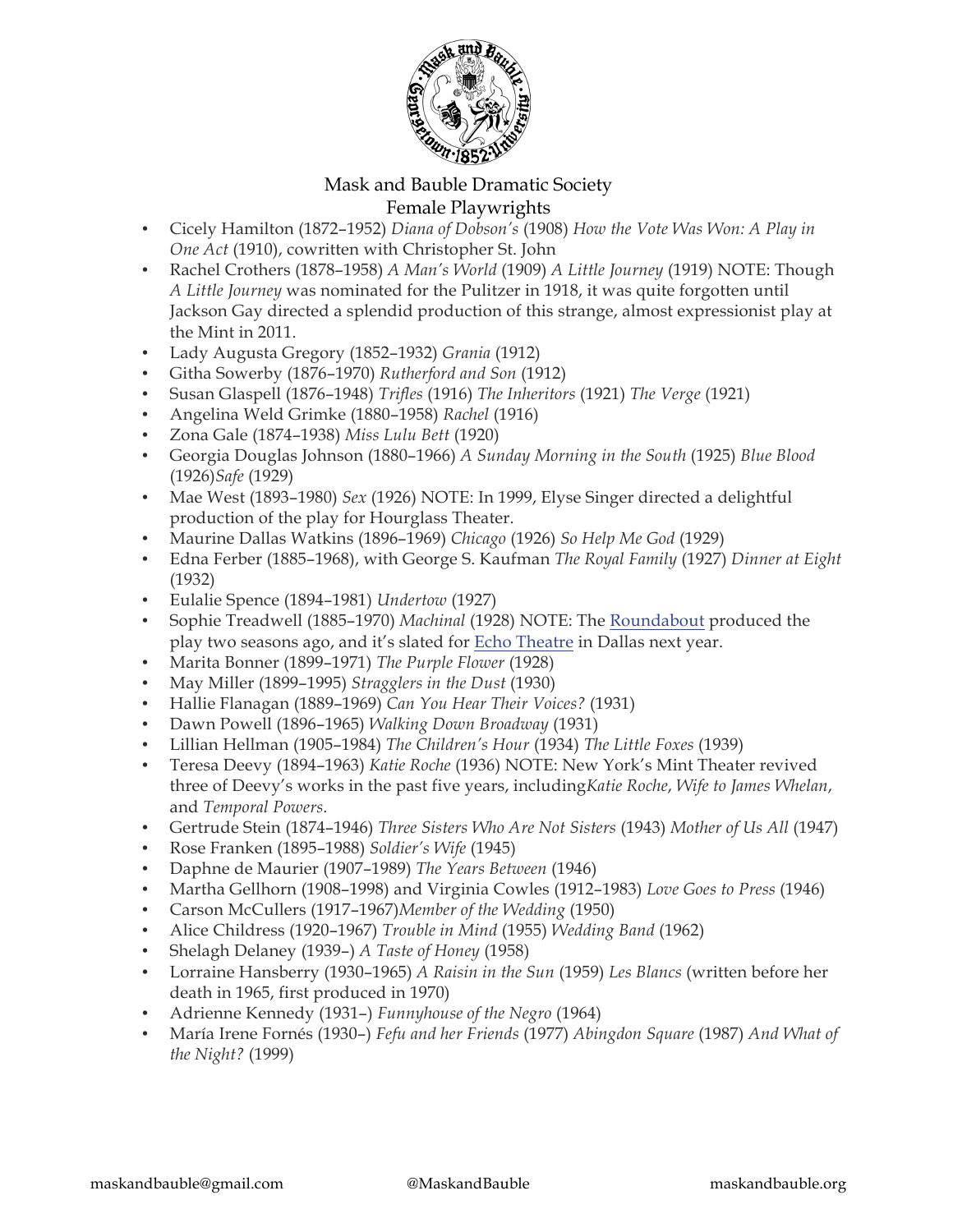# Mask and Bauble Dramatic Society
## Female Playwrights

- Cicely Hamilton (1872–1952) *Diana of Dobson's* (1908) *How the Vote Was Won: A Play in One Act* (1910), cowritten with Christopher St. John
- Rachel Crothers (1878–1958) *A Man's World* (1909) *A Little Journey* (1919) NOTE: Though *A Little Journey* was nominated for the Pulitzer in 1918, it was quite forgotten until Jackson Gay directed a splendid production of this strange, almost expressionist play at the Mint in 2011.
- Lady Augusta Gregory (1852–1932) *Grania* (1912)
- Githa Sowerby (1876–1970) *Rutherford and Son* (1912)
- Susan Glaspell (1876–1948) *Trifles* (1916) *The Inheritors* (1921) *The Verge* (1921)
- Angelina Weld Grimke (1880–1958) *Rachel* (1916)
- Zona Gale (1874–1938) *Miss Lulu Bett* (1920)
- Georgia Douglas Johnson (1880–1966) *A Sunday Morning in the South* (1925) *Blue Blood* (1926)*Safe* (1929)
- Mae West (1893–1980) *Sex* (1926) NOTE: In 1999, Elyse Singer directed a delightful production of the play for Hourglass Theater.
- Maurine Dallas Watkins (1896–1969) *Chicago* (1926) *So Help Me God* (1929)
- Edna Ferber (1885–1968), with George S. Kaufman *The Royal Family* (1927) *Dinner at Eight* (1932)
- Eulalie Spence (1894–1981) *Undertow* (1927)
- Sophie Treadwell (1885–1970) *Machinal* (1928) NOTE: The Roundabout produced the play two seasons ago, and it's slated for Echo Theatre in Dallas next year.
- Marita Bonner (1899–1971) *The Purple Flower* (1928)
- May Miller (1899–1995) *Stragglers in the Dust* (1930)
- Hallie Flanagan (1889–1969) *Can You Hear Their Voices?* (1931)
- Dawn Powell (1896–1965) *Walking Down Broadway* (1931)
- Lillian Hellman (1905–1984) *The Children's Hour* (1934) *The Little Foxes* (1939)
- Teresa Deevy (1894–1963) *Katie Roche* (1936) NOTE: New York's Mint Theater revived three of Deevy's works in the past five years, including*Katie Roche*, *Wife to James Whelan*, and *Temporal Powers*.
- Gertrude Stein (1874–1946) *Three Sisters Who Are Not Sisters* (1943) *Mother of Us All* (1947)
- Rose Franken (1895–1988) *Soldier's Wife* (1945)
- Daphne de Maurier (1907–1989) *The Years Between* (1946)
- Martha Gellhorn (1908–1998) and Virginia Cowles (1912–1983) *Love Goes to Press* (1946)
- Carson McCullers (1917–1967)*Member of the Wedding* (1950)
- Alice Childress (1920–1967) *Trouble in Mind* (1955) *Wedding Band* (1962)
- Shelagh Delaney (1939–) *A Taste of Honey* (1958)
- Lorraine Hansberry (1930–1965) *A Raisin in the Sun* (1959) *Les Blancs* (written before her death in 1965, first produced in 1970)
- Adrienne Kennedy (1931–) *Funnyhouse of the Negro* (1964)
- María Irene Fornés (1930–) *Fefu and her Friends* (1977) *Abingdon Square* (1987) *And What of the Night?* (1999)

maskandbauble@gmail.com @MaskandBauble maskandbauble.org